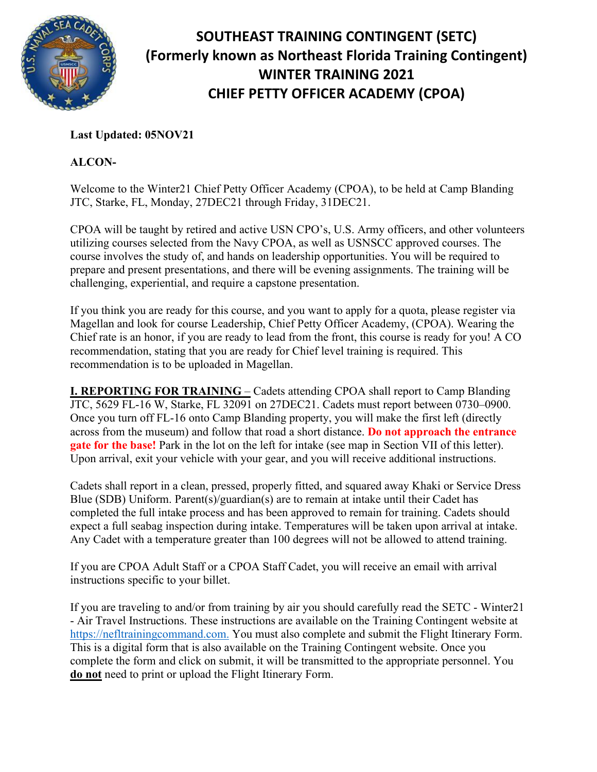# SOUTHEAST TRAINING CONTINGENT (SETC)
# (Formerly known as Northeast Florida Training Contingent)
# WINTER TRAINING 2021
# CHIEF PETTY OFFICER ACADEMY (CPOA)

**Last Updated: 05NOV21**

**ALCON-**

Welcome to the Winter21 Chief Petty Officer Academy (CPOA), to be held at Camp Blanding JTC, Starke, FL, Monday, 27DEC21 through Friday, 31DEC21.

CPOA will be taught by retired and active USN CPO's, U.S. Army officers, and other volunteers utilizing courses selected from the Navy CPOA, as well as USNSCC approved courses. The course involves the study of, and hands on leadership opportunities. You will be required to prepare and present presentations, and there will be evening assignments. The training will be challenging, experiential, and require a capstone presentation.

If you think you are ready for this course, and you want to apply for a quota, please register via Magellan and look for course Leadership, Chief Petty Officer Academy, (CPOA). Wearing the Chief rate is an honor, if you are ready to lead from the front, this course is ready for you! A CO recommendation, stating that you are ready for Chief level training is required. This recommendation is to be uploaded in Magellan.

**I. REPORTING FOR TRAINING** – Cadets attending CPOA shall report to Camp Blanding JTC, 5629 FL-16 W, Starke, FL 32091 on 27DEC21. Cadets must report between 0730–0900. Once you turn off FL-16 onto Camp Blanding property, you will make the first left (directly across from the museum) and follow that road a short distance. **Do not approach the entrance gate for the base!** Park in the lot on the left for intake (see map in Section VII of this letter). Upon arrival, exit your vehicle with your gear, and you will receive additional instructions.

Cadets shall report in a clean, pressed, properly fitted, and squared away Khaki or Service Dress Blue (SDB) Uniform. Parent(s)/guardian(s) are to remain at intake until their Cadet has completed the full intake process and has been approved to remain for training. Cadets should expect a full seabag inspection during intake. Temperatures will be taken upon arrival at intake. Any Cadet with a temperature greater than 100 degrees will not be allowed to attend training.

If you are CPOA Adult Staff or a CPOA Staff Cadet, you will receive an email with arrival instructions specific to your billet.

If you are traveling to and/or from training by air you should carefully read the SETC - Winter21 - Air Travel Instructions. These instructions are available on the Training Contingent website at https://nefltrainingcommand.com. You must also complete and submit the Flight Itinerary Form. This is a digital form that is also available on the Training Contingent website. Once you complete the form and click on submit, it will be transmitted to the appropriate personnel. You **do not** need to print or upload the Flight Itinerary Form.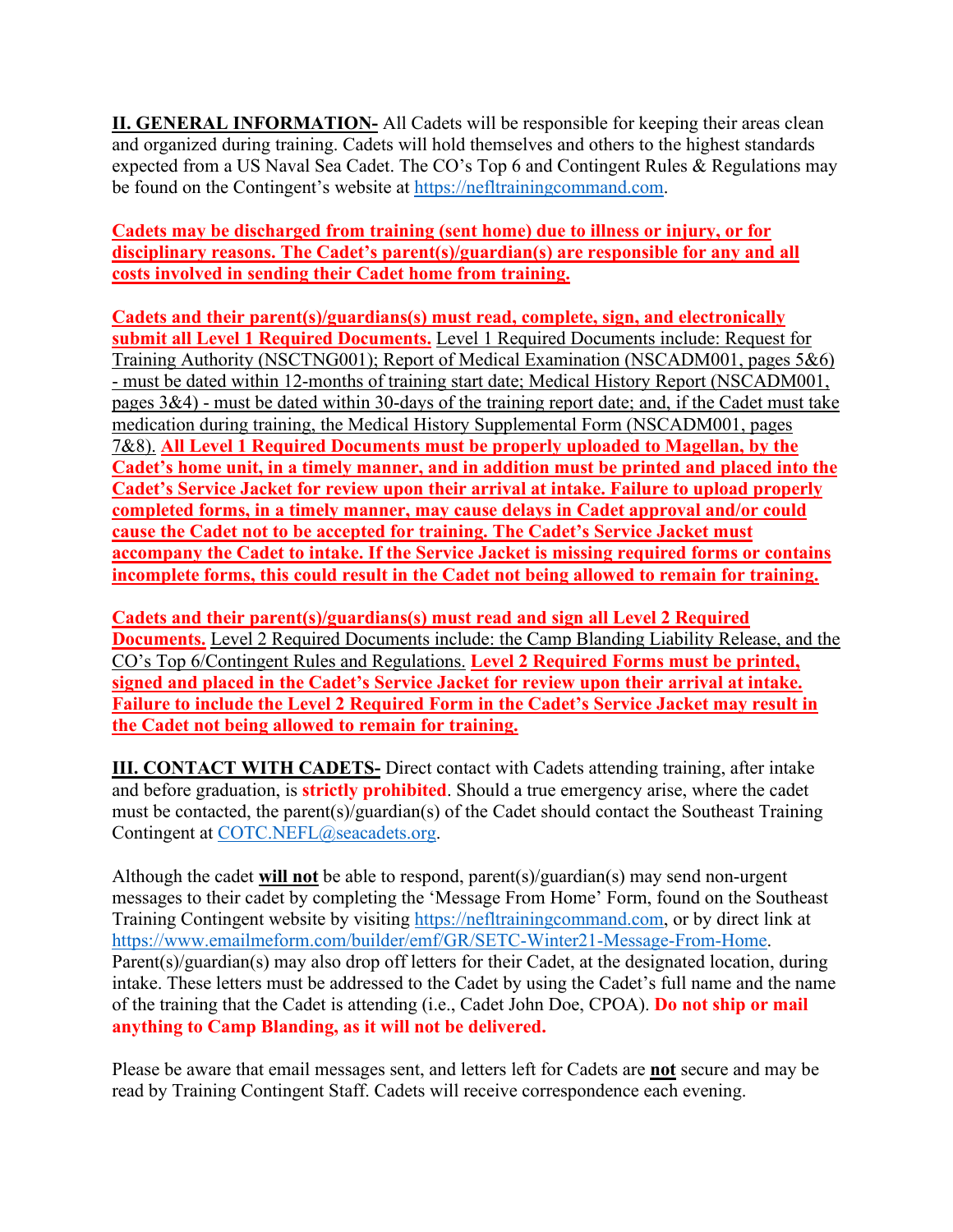**II. GENERAL INFORMATION-** All Cadets will be responsible for keeping their areas clean and organized during training. Cadets will hold themselves and others to the highest standards expected from a US Naval Sea Cadet. The CO's Top 6 and Contingent Rules & Regulations may be found on the Contingent's website at https://nefltrainingcommand.com.

**Cadets may be discharged from training (sent home) due to illness or injury, or for disciplinary reasons. The Cadet's parent(s)/guardian(s) are responsible for any and all costs involved in sending their Cadet home from training.**

**Cadets and their parent(s)/guardians(s) must read, complete, sign, and electronically submit all Level 1 Required Documents.** Level 1 Required Documents include: Request for Training Authority (NSCTNG001); Report of Medical Examination (NSCADM001, pages 5&6) - must be dated within 12-months of training start date; Medical History Report (NSCADM001, pages 3&4) - must be dated within 30-days of the training report date; and, if the Cadet must take medication during training, the Medical History Supplemental Form (NSCADM001, pages 7&8). **All Level 1 Required Documents must be properly uploaded to Magellan, by the Cadet's home unit, in a timely manner, and in addition must be printed and placed into the Cadet's Service Jacket for review upon their arrival at intake. Failure to upload properly completed forms, in a timely manner, may cause delays in Cadet approval and/or could cause the Cadet not to be accepted for training. The Cadet's Service Jacket must accompany the Cadet to intake. If the Service Jacket is missing required forms or contains incomplete forms, this could result in the Cadet not being allowed to remain for training.**

**Cadets and their parent(s)/guardians(s) must read and sign all Level 2 Required Documents.** Level 2 Required Documents include: the Camp Blanding Liability Release, and the CO's Top 6/Contingent Rules and Regulations. **Level 2 Required Forms must be printed, signed and placed in the Cadet's Service Jacket for review upon their arrival at intake. Failure to include the Level 2 Required Form in the Cadet's Service Jacket may result in the Cadet not being allowed to remain for training.**

**III. CONTACT WITH CADETS-** Direct contact with Cadets attending training, after intake and before graduation, is **strictly prohibited**. Should a true emergency arise, where the cadet must be contacted, the parent(s)/guardian(s) of the Cadet should contact the Southeast Training Contingent at COTC.NEFL@seacadets.org.

Although the cadet **will not** be able to respond, parent(s)/guardian(s) may send non-urgent messages to their cadet by completing the 'Message From Home' Form, found on the Southeast Training Contingent website by visiting https://nefltrainingcommand.com, or by direct link at https://www.emailmeform.com/builder/emf/GR/SETC-Winter21-Message-From-Home. Parent(s)/guardian(s) may also drop off letters for their Cadet, at the designated location, during intake. These letters must be addressed to the Cadet by using the Cadet's full name and the name of the training that the Cadet is attending (i.e., Cadet John Doe, CPOA). **Do not ship or mail anything to Camp Blanding, as it will not be delivered.**

Please be aware that email messages sent, and letters left for Cadets are **not** secure and may be read by Training Contingent Staff. Cadets will receive correspondence each evening.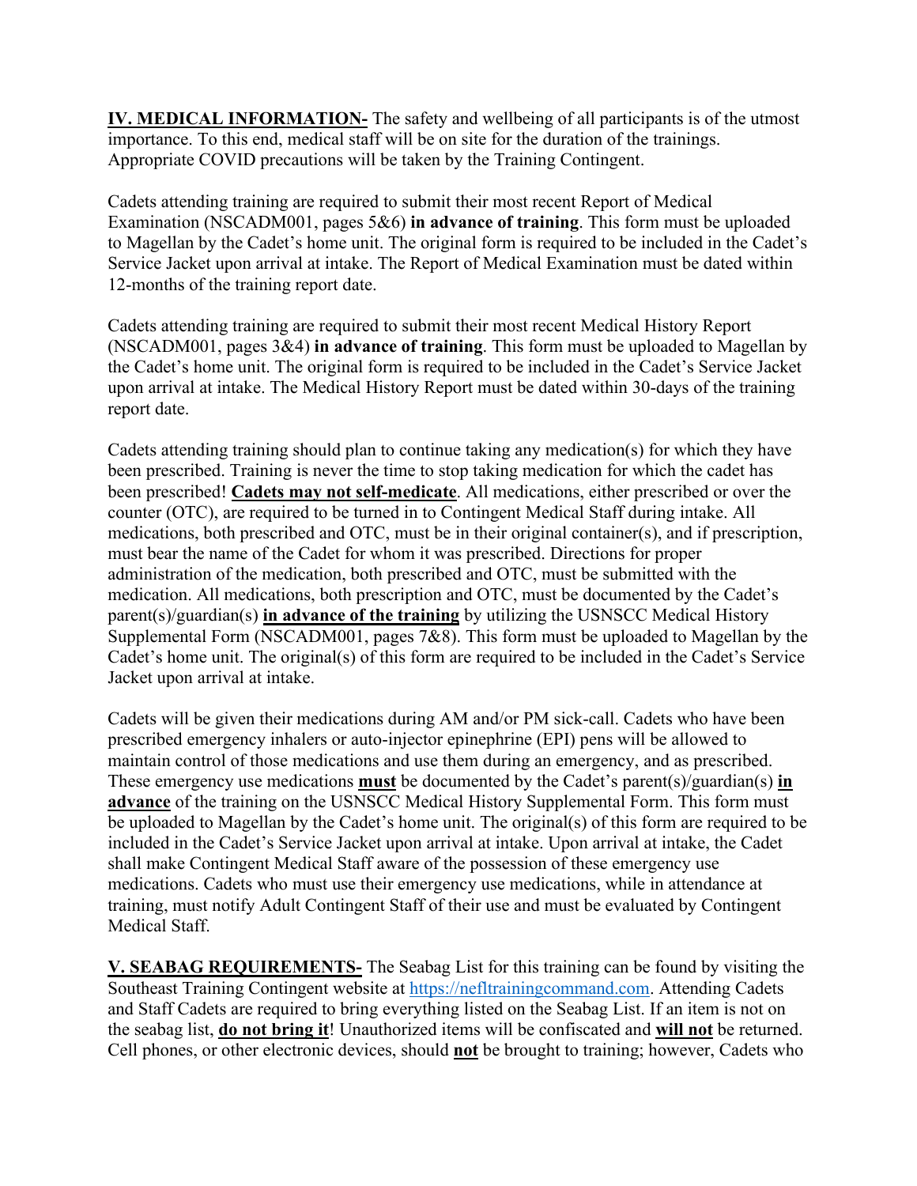**<u>IV. MEDICAL INFORMATION-</u>** The safety and wellbeing of all participants is of the utmost importance. To this end, medical staff will be on site for the duration of the trainings. Appropriate COVID precautions will be taken by the Training Contingent.

Cadets attending training are required to submit their most recent Report of Medical Examination (NSCADM001, pages 5&6) **in advance of training**. This form must be uploaded to Magellan by the Cadet's home unit. The original form is required to be included in the Cadet's Service Jacket upon arrival at intake. The Report of Medical Examination must be dated within 12-months of the training report date.

Cadets attending training are required to submit their most recent Medical History Report (NSCADM001, pages 3&4) **in advance of training**. This form must be uploaded to Magellan by the Cadet's home unit. The original form is required to be included in the Cadet's Service Jacket upon arrival at intake. The Medical History Report must be dated within 30-days of the training report date.

Cadets attending training should plan to continue taking any medication(s) for which they have been prescribed. Training is never the time to stop taking medication for which the cadet has been prescribed! **<u>Cadets may not self-medicate</u>**. All medications, either prescribed or over the counter (OTC), are required to be turned in to Contingent Medical Staff during intake. All medications, both prescribed and OTC, must be in their original container(s), and if prescription, must bear the name of the Cadet for whom it was prescribed. Directions for proper administration of the medication, both prescribed and OTC, must be submitted with the medication. All medications, both prescription and OTC, must be documented by the Cadet's parent(s)/guardian(s) **<u>in advance of the training</u>** by utilizing the USNSCC Medical History Supplemental Form (NSCADM001, pages 7&8). This form must be uploaded to Magellan by the Cadet's home unit. The original(s) of this form are required to be included in the Cadet's Service Jacket upon arrival at intake.

Cadets will be given their medications during AM and/or PM sick-call. Cadets who have been prescribed emergency inhalers or auto-injector epinephrine (EPI) pens will be allowed to maintain control of those medications and use them during an emergency, and as prescribed. These emergency use medications **<u>must</u>** be documented by the Cadet's parent(s)/guardian(s) **<u>in advance</u>** of the training on the USNSCC Medical History Supplemental Form. This form must be uploaded to Magellan by the Cadet's home unit. The original(s) of this form are required to be included in the Cadet's Service Jacket upon arrival at intake. Upon arrival at intake, the Cadet shall make Contingent Medical Staff aware of the possession of these emergency use medications. Cadets who must use their emergency use medications, while in attendance at training, must notify Adult Contingent Staff of their use and must be evaluated by Contingent Medical Staff.

**<u>V. SEABAG REQUIREMENTS-</u>** The Seabag List for this training can be found by visiting the Southeast Training Contingent website at [https://nefltrainingcommand.com](https://nefltrainingcommand.com). Attending Cadets and Staff Cadets are required to bring everything listed on the Seabag List. If an item is not on the seabag list, **<u>do not bring it</u>**! Unauthorized items will be confiscated and **<u>will not</u>** be returned. Cell phones, or other electronic devices, should **<u>not</u>** be brought to training; however, Cadets who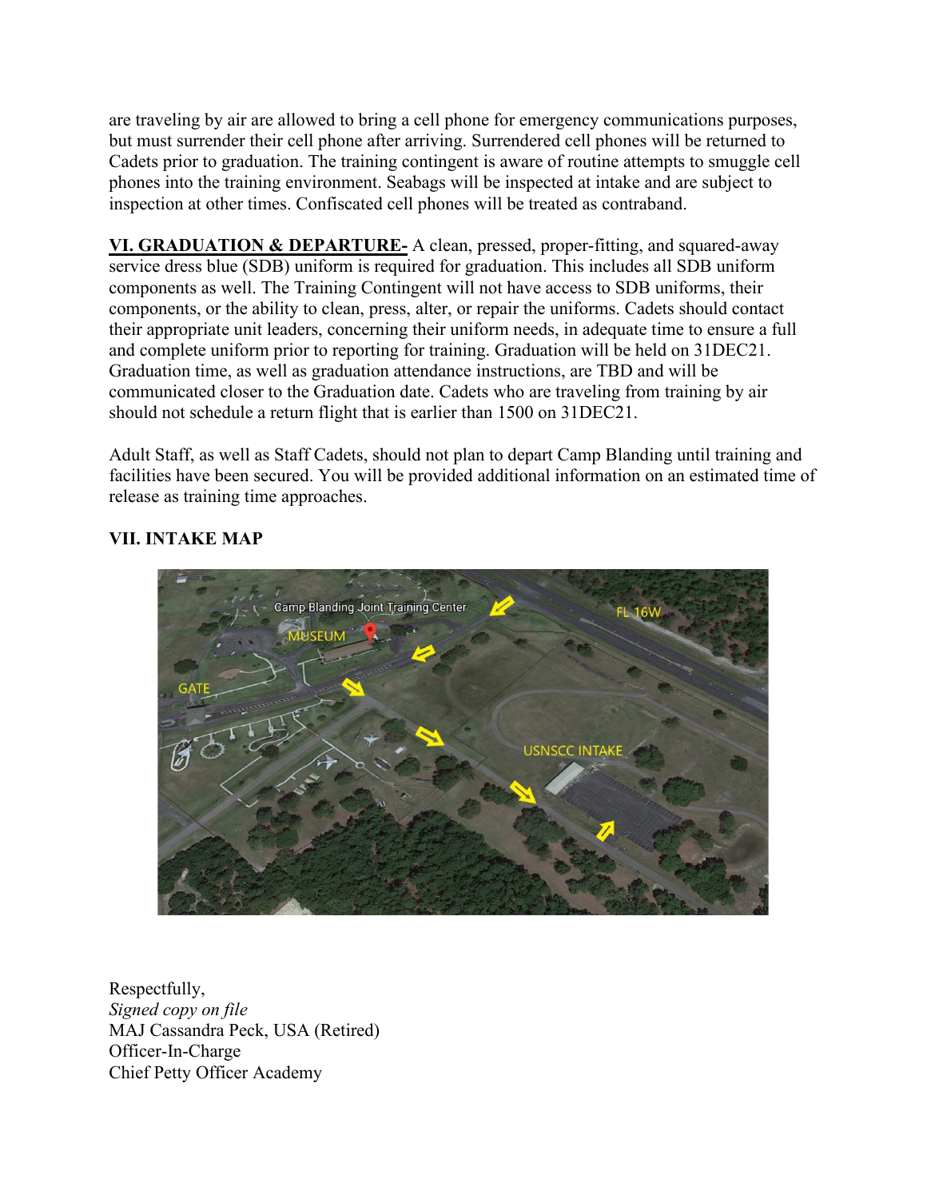are traveling by air are allowed to bring a cell phone for emergency communications purposes, but must surrender their cell phone after arriving. Surrendered cell phones will be returned to Cadets prior to graduation. The training contingent is aware of routine attempts to smuggle cell phones into the training environment. Seabags will be inspected at intake and are subject to inspection at other times. Confiscated cell phones will be treated as contraband.

**VI. GRADUATION & DEPARTURE-** A clean, pressed, proper-fitting, and squared-away service dress blue (SDB) uniform is required for graduation. This includes all SDB uniform components as well. The Training Contingent will not have access to SDB uniforms, their components, or the ability to clean, press, alter, or repair the uniforms. Cadets should contact their appropriate unit leaders, concerning their uniform needs, in adequate time to ensure a full and complete uniform prior to reporting for training. Graduation will be held on 31DEC21. Graduation time, as well as graduation attendance instructions, are TBD and will be communicated closer to the Graduation date. Cadets who are traveling from training by air should not schedule a return flight that is earlier than 1500 on 31DEC21.

Adult Staff, as well as Staff Cadets, should not plan to depart Camp Blanding until training and facilities have been secured. You will be provided additional information on an estimated time of release as training time approaches.

**VII. INTAKE MAP**

Camp Blanding Joint Training Center

MUSEUM

FL 16W

GATE

USNSCC INTAKE

Respectfully,
*Signed copy on file*
MAJ Cassandra Peck, USA (Retired)
Officer-In-Charge
Chief Petty Officer Academy